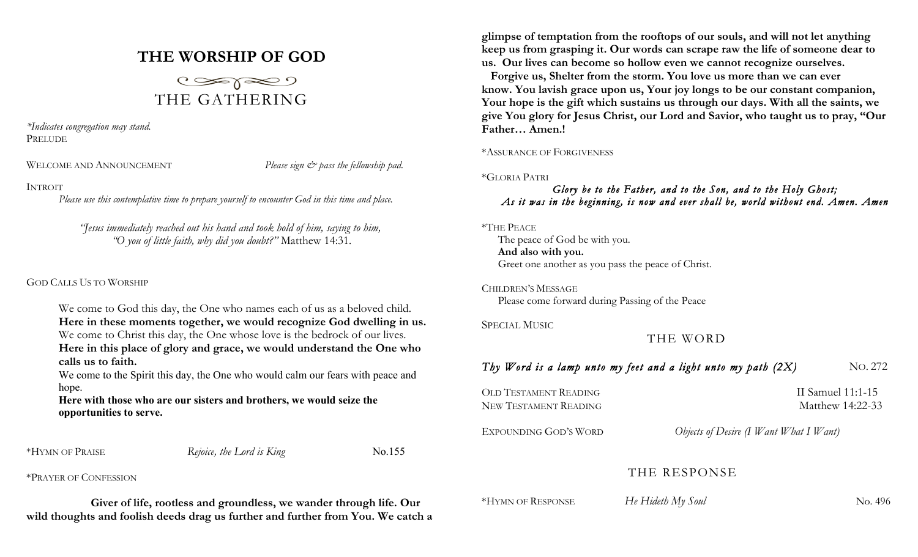# THE WORSHIP OF GOD

## THE GATHERING

*\*Indicates congregation may stand.*

PRELUDE

WELCOME AND ANNOUNCEMENT *Please sign & pass the fellowship pad.*

INTROIT

*Please use this contemplative time to prepare yourself to encounter God in this time and place.*

*"Jesus immediately reached out his hand and took hold of him, saying to him, "O you of little faith, why did you doubt?"* Matthew 14:31.

GOD CALLS US TO WORSHIP

We come to God this day, the One who names each of us as a beloved child.
**Here in these moments together, we would recognize God dwelling in us.**
We come to Christ this day, the One whose love is the bedrock of our lives.
**Here in this place of glory and grace, we would understand the One who calls us to faith.**
We come to the Spirit this day, the One who would calm our fears with peace and hope.
**Here with those who are our sisters and brothers, we would seize the opportunities to serve.**

\*HYMN OF PRAISE *Rejoice, the Lord is King* No.155

\*PRAYER OF CONFESSION

**Giver of life, rootless and groundless, we wander through life. Our wild thoughts and foolish deeds drag us further and further from You. We catch a glimpse of temptation from the rooftops of our souls, and will not let anything keep us from grasping it. Our words can scrape raw the life of someone dear to us. Our lives can become so hollow even we cannot recognize ourselves.**

**Forgive us, Shelter from the storm. You love us more than we can ever know. You lavish grace upon us, Your joy longs to be our constant companion, Your hope is the gift which sustains us through our days. With all the saints, we give You glory for Jesus Christ, our Lord and Savior, who taught us to pray, "Our Father… Amen.!**

\*ASSURANCE OF FORGIVENESS

\*GLORIA PATRI

*Glory be to the Father, and to the Son, and to the Holy Ghost;*
*As it was in the beginning, is now and ever shall be, world without end. Amen. Amen*

\*THE PEACE

The peace of God be with you.
**And also with you.**
Greet one another as you pass the peace of Christ.

CHILDREN'S MESSAGE

Please come forward during Passing of the Peace

SPECIAL MUSIC

## THE WORD

*Thy Word is a lamp unto my feet and a light unto my path (2X)* NO. 272

OLD TESTAMENT READING II Samuel 11:1-15

NEW TESTAMENT READING Matthew 14:22-33

EXPOUNDING GOD'S WORD *Objects of Desire (I Want What I Want)*

## THE RESPONSE

\*HYMN OF RESPONSE *He Hideth My Soul* No. 496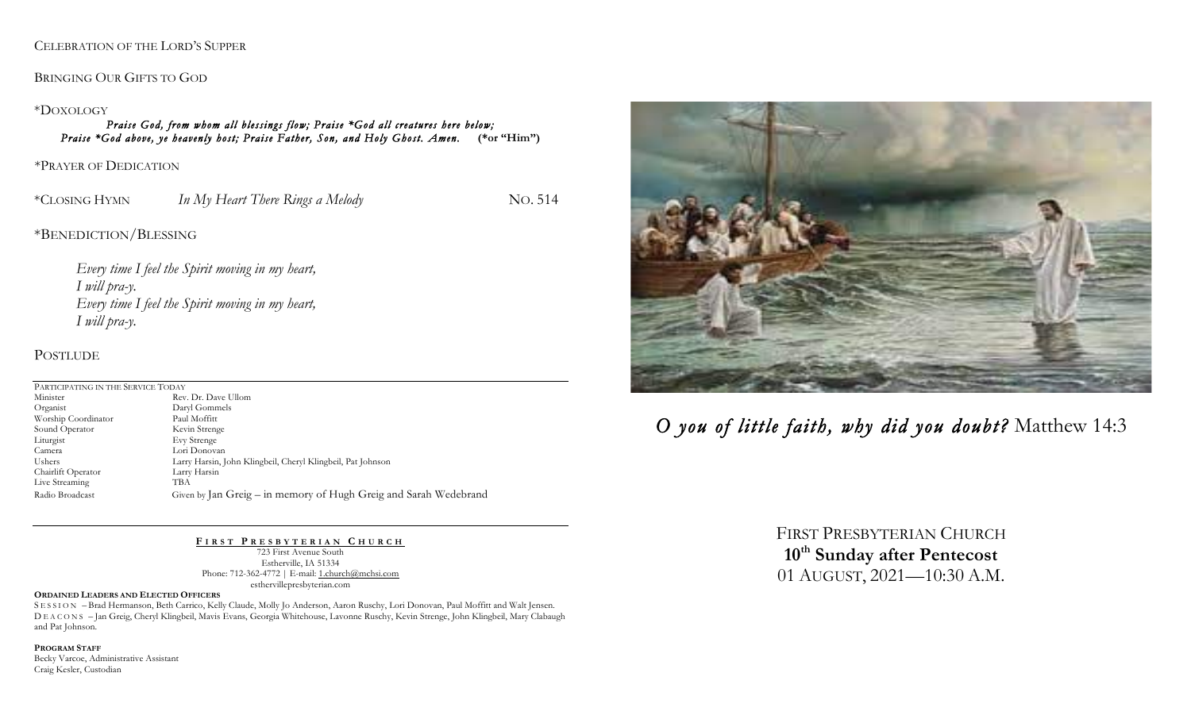CELEBRATION OF THE LORD'S SUPPER

BRINGING OUR GIFTS TO GOD

*DOXOLOGY

*Praise God, from whom all blessings flow; Praise *God all creatures here below;*
*Praise *God above, ye heavenly host; Praise Father, Son, and Holy Ghost. Amen.* **(*or "Him")**

*PRAYER OF DEDICATION

*CLOSING HYMN *In My Heart There Rings a Melody* NO. 514

*BENEDICTION/BLESSING

*Every time I feel the Spirit moving in my heart,*
*I will pra-y.*
*Every time I feel the Spirit moving in my heart,*
*I will pra-y.*

POSTLUDE

PARTICIPATING IN THE SERVICE TODAY

| | |
|---|---|
| Minister | Rev. Dr. Dave Ullom |
| Organist | Daryl Gommels |
| Worship Coordinator | Paul Moffitt |
| Sound Operator | Kevin Strenge |
| Liturgist | Evy Strenge |
| Camera | Lori Donovan |
| Ushers | Larry Harsin, John Klingbeil, Cheryl Klingbeil, Pat Johnson |
| Chairlift Operator | Larry Harsin |
| Live Streaming | TBA |
| Radio Broadcast | Given by Jan Greig – in memory of Hugh Greig and Sarah Wedebrand |

**FIRST PRESBYTERIAN CHURCH**

723 First Avenue South
Estherville, IA 51334
Phone: 712-362-4772 | E-mail: 1.church@mchsi.com
esthervillepresbyterian.com

**ORDAINED LEADERS AND ELECTED OFFICERS**

SESSION – Brad Hermanson, Beth Carrico, Kelly Claude, Molly Jo Anderson, Aaron Ruschy, Lori Donovan, Paul Moffitt and Walt Jensen.
DEACONS – Jan Greig, Cheryl Klingbeil, Mavis Evans, Georgia Whitehouse, Lavonne Ruschy, Kevin Strenge, John Klingbeil, Mary Clabaugh and Pat Johnson.

**PROGRAM STAFF**

Becky Varcoe, Administrative Assistant
Craig Kesler, Custodian

*O you of little faith, why did you doubt?* Matthew 14:3

FIRST PRESBYTERIAN CHURCH
**10th Sunday after Pentecost**
01 AUGUST, 2021—10:30 A.M.